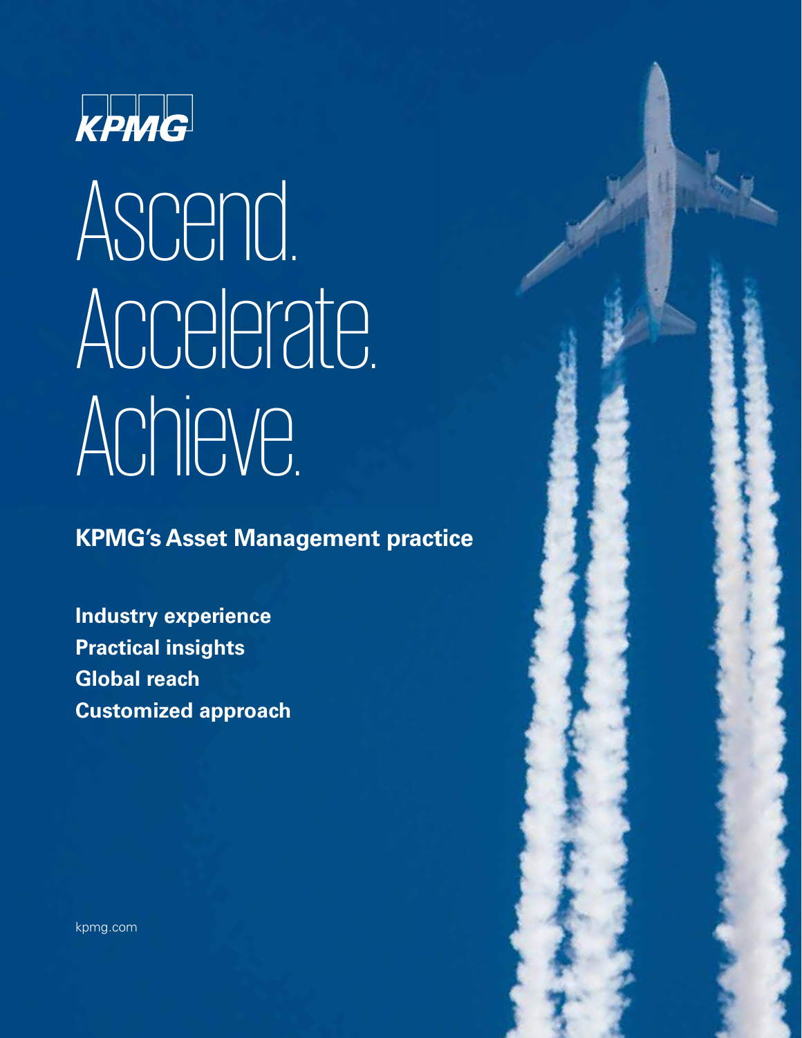KPMG

# Ascend. Accelerate. Achieve.

## KPMG's Asset Management practice

**Industry experience**
**Practical insights**
**Global reach**
**Customized approach**

kpmg.com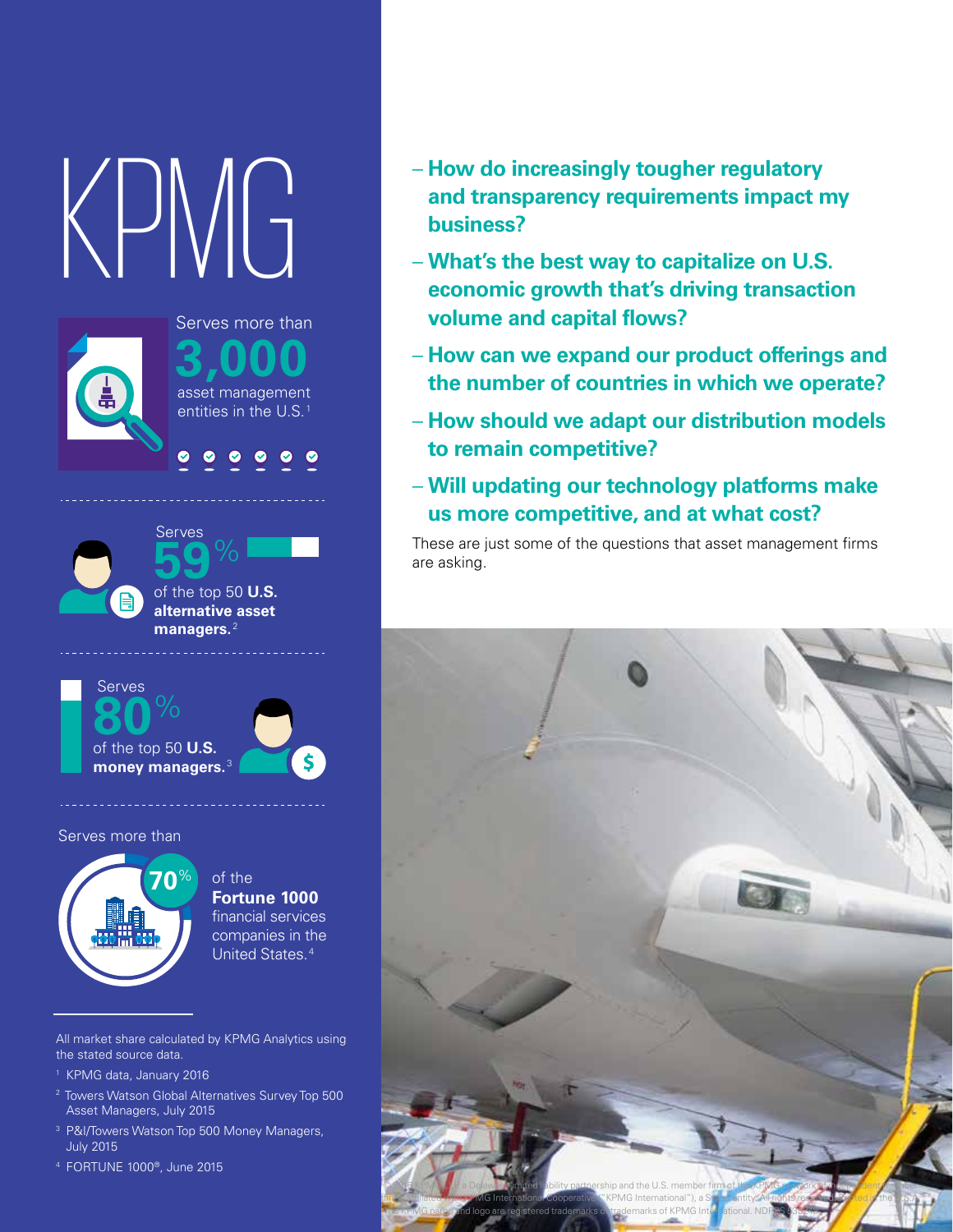# KPMG

Serves more than

**3,000**

asset management entities in the U.S.[1]

Serves

**59%**

of the top 50 **U.S. alternative asset managers.**[2]

Serves

**80%**

of the top 50 **U.S. money managers.**[3]

Serves more than

**70%**

of the **Fortune 1000** financial services companies in the United States.[4]

All market share calculated by KPMG Analytics using the stated source data.

[1] KPMG data, January 2016

[2] Towers Watson Global Alternatives Survey Top 500 Asset Managers, July 2015

[3] P&I/Towers Watson Top 500 Money Managers, July 2015

[4] FORTUNE 1000®, June 2015

- **How do increasingly tougher regulatory and transparency requirements impact my business?**
- **What's the best way to capitalize on U.S. economic growth that's driving transaction volume and capital flows?**
- **How can we expand our product offerings and the number of countries in which we operate?**
- **How should we adapt our distribution models to remain competitive?**
- **Will updating our technology platforms make us more competitive, and at what cost?**

These are just some of the questions that asset management firms are asking.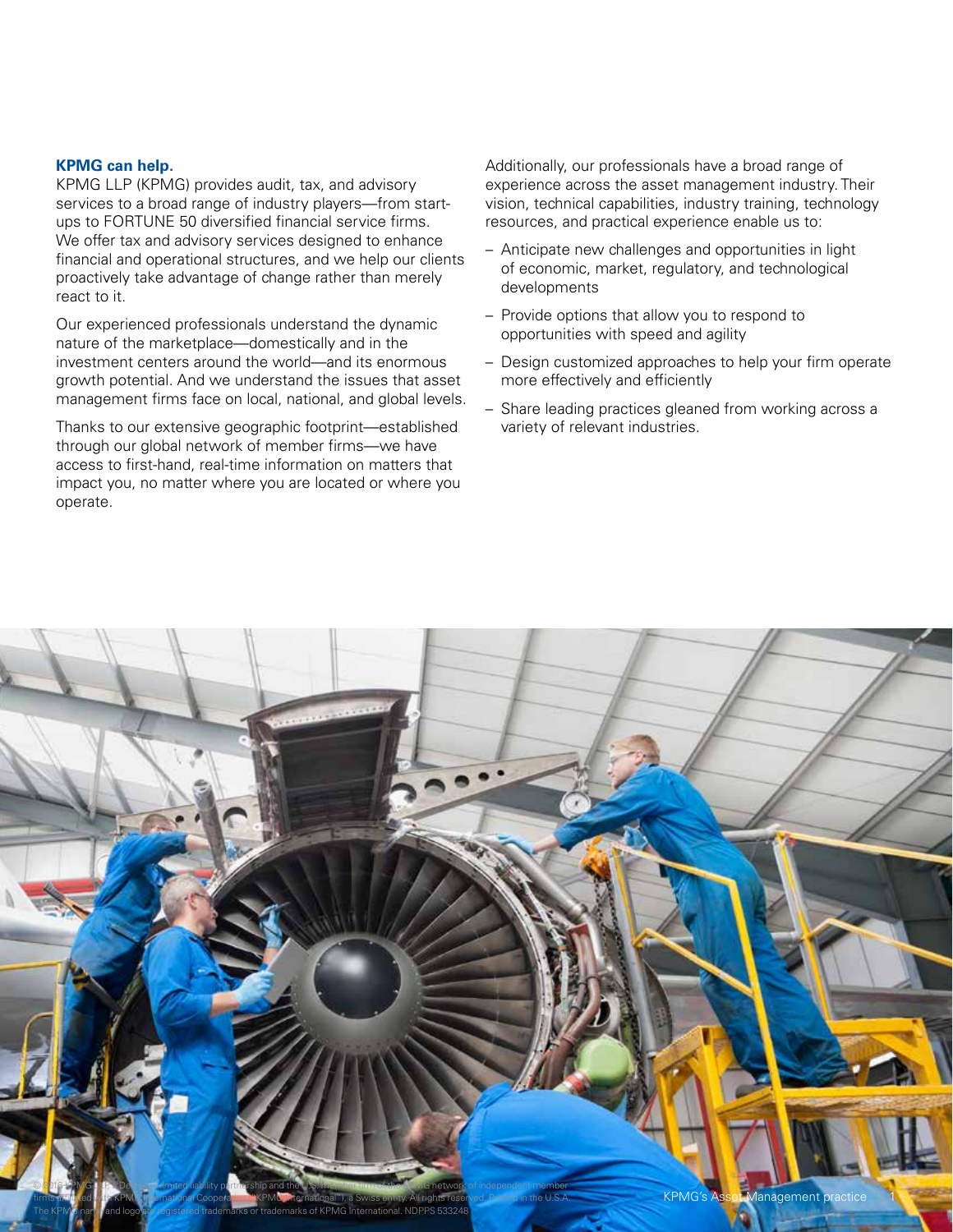**KPMG can help.**

KPMG LLP (KPMG) provides audit, tax, and advisory services to a broad range of industry players—from start-ups to FORTUNE 50 diversified financial service firms. We offer tax and advisory services designed to enhance financial and operational structures, and we help our clients proactively take advantage of change rather than merely react to it.

Our experienced professionals understand the dynamic nature of the marketplace—domestically and in the investment centers around the world—and its enormous growth potential. And we understand the issues that asset management firms face on local, national, and global levels.

Thanks to our extensive geographic footprint—established through our global network of member firms—we have access to first-hand, real-time information on matters that impact you, no matter where you are located or where you operate.

Additionally, our professionals have a broad range of experience across the asset management industry. Their vision, technical capabilities, industry training, technology resources, and practical experience enable us to:

- Anticipate new challenges and opportunities in light of economic, market, regulatory, and technological developments
- Provide options that allow you to respond to opportunities with speed and agility
- Design customized approaches to help your firm operate more effectively and efficiently
- Share leading practices gleaned from working across a variety of relevant industries.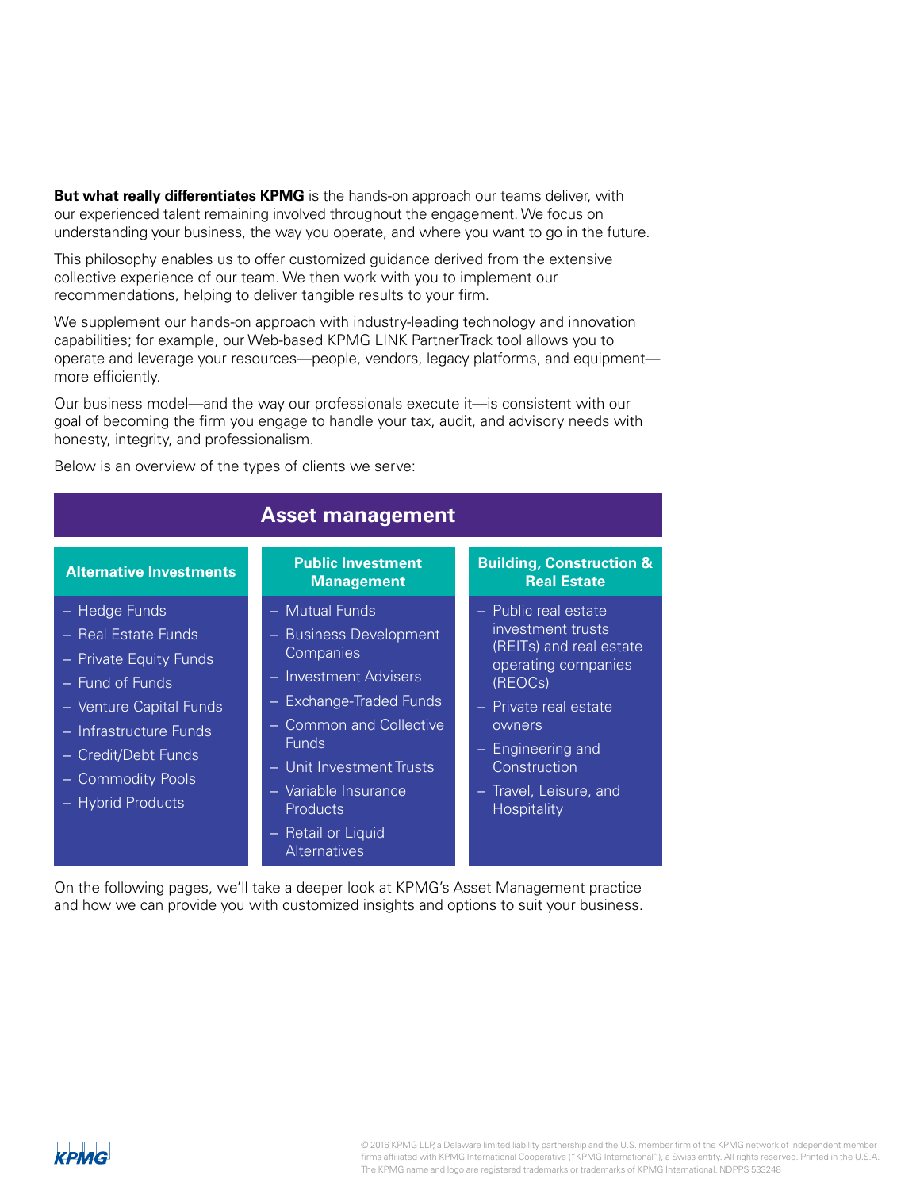**But what really differentiates KPMG** is the hands-on approach our teams deliver, with our experienced talent remaining involved throughout the engagement. We focus on understanding your business, the way you operate, and where you want to go in the future.

This philosophy enables us to offer customized guidance derived from the extensive collective experience of our team. We then work with you to implement our recommendations, helping to deliver tangible results to your firm.

We supplement our hands-on approach with industry-leading technology and innovation capabilities; for example, our Web-based KPMG LINK PartnerTrack tool allows you to operate and leverage your resources—people, vendors, legacy platforms, and equipment—more efficiently.

Our business model—and the way our professionals execute it—is consistent with our goal of becoming the firm you engage to handle your tax, audit, and advisory needs with honesty, integrity, and professionalism.

Below is an overview of the types of clients we serve:

## Asset management

### Alternative Investments

- Hedge Funds
- Real Estate Funds
- Private Equity Funds
- Fund of Funds
- Venture Capital Funds
- Infrastructure Funds
- Credit/Debt Funds
- Commodity Pools
- Hybrid Products

### Public Investment Management

- Mutual Funds
- Business Development Companies
- Investment Advisers
- Exchange-Traded Funds
- Common and Collective Funds
- Unit Investment Trusts
- Variable Insurance Products
- Retail or Liquid Alternatives

### Building, Construction & Real Estate

- Public real estate investment trusts (REITs) and real estate operating companies (REOCs)
- Private real estate owners
- Engineering and Construction
- Travel, Leisure, and Hospitality

On the following pages, we'll take a deeper look at KPMG's Asset Management practice and how we can provide you with customized insights and options to suit your business.

© 2016 KPMG LLP, a Delaware limited liability partnership and the U.S. member firm of the KPMG network of independent member firms affiliated with KPMG International Cooperative ("KPMG International"), a Swiss entity. All rights reserved. Printed in the U.S.A. The KPMG name and logo are registered trademarks or trademarks of KPMG International. NDPPS 533248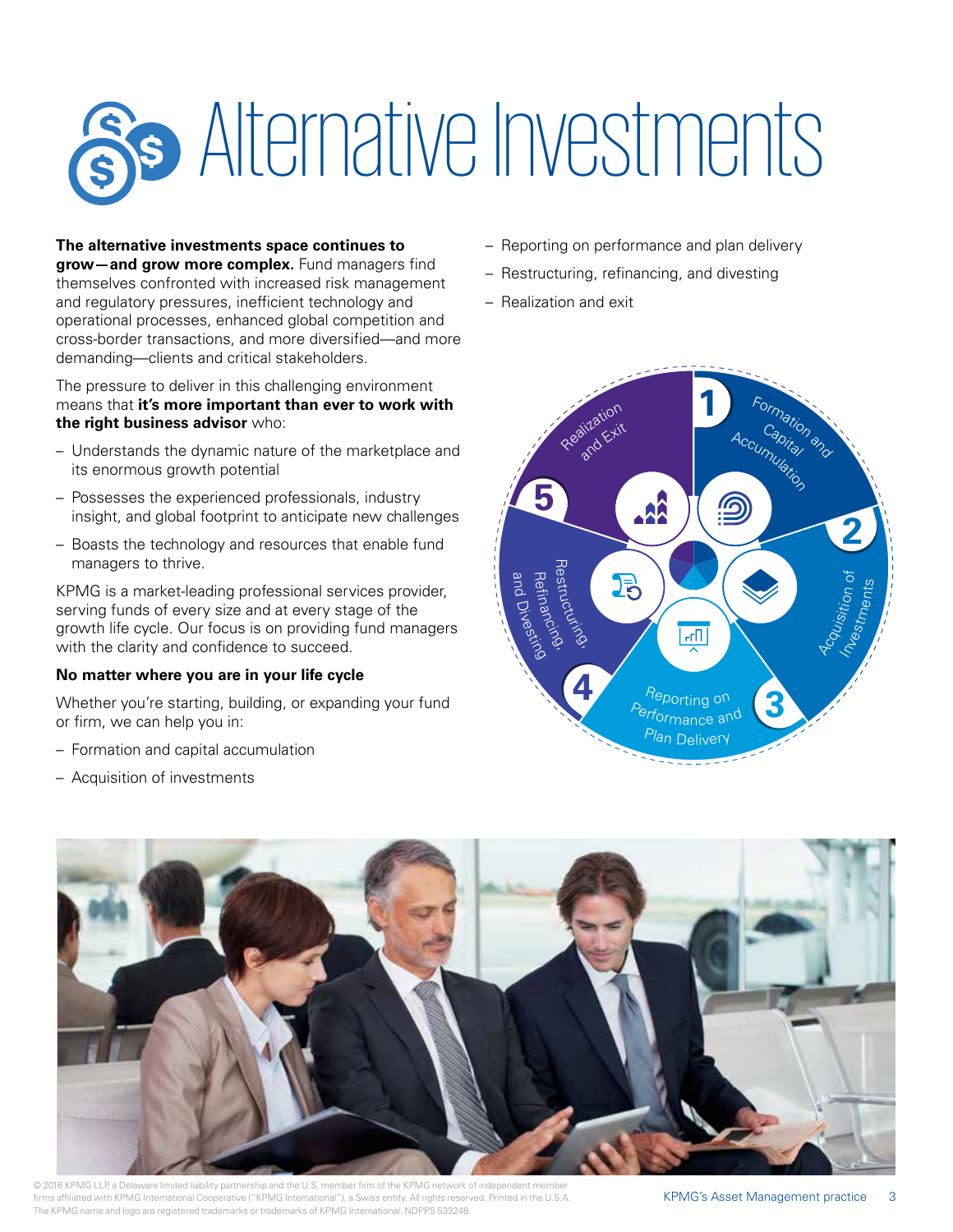# Alternative Investments

**The alternative investments space continues to grow—and grow more complex.** Fund managers find themselves confronted with increased risk management and regulatory pressures, inefficient technology and operational processes, enhanced global competition and cross-border transactions, and more diversified—and more demanding—clients and critical stakeholders.

The pressure to deliver in this challenging environment means that **it's more important than ever to work with the right business advisor** who:

- Understands the dynamic nature of the marketplace and its enormous growth potential
- Possesses the experienced professionals, industry insight, and global footprint to anticipate new challenges
- Boasts the technology and resources that enable fund managers to thrive.

KPMG is a market-leading professional services provider, serving funds of every size and at every stage of the growth life cycle. Our focus is on providing fund managers with the clarity and confidence to succeed.

**No matter where you are in your life cycle**

Whether you're starting, building, or expanding your fund or firm, we can help you in:

- Formation and capital accumulation
- Acquisition of investments
- Reporting on performance and plan delivery
- Restructuring, refinancing, and divesting
- Realization and exit

1 Formation and Capital Accumulation
2 Acquisition of Investments
3 Reporting on Performance and Plan Delivery
4 Restructuring, Refinancing, and Divesting
5 Realization and Exit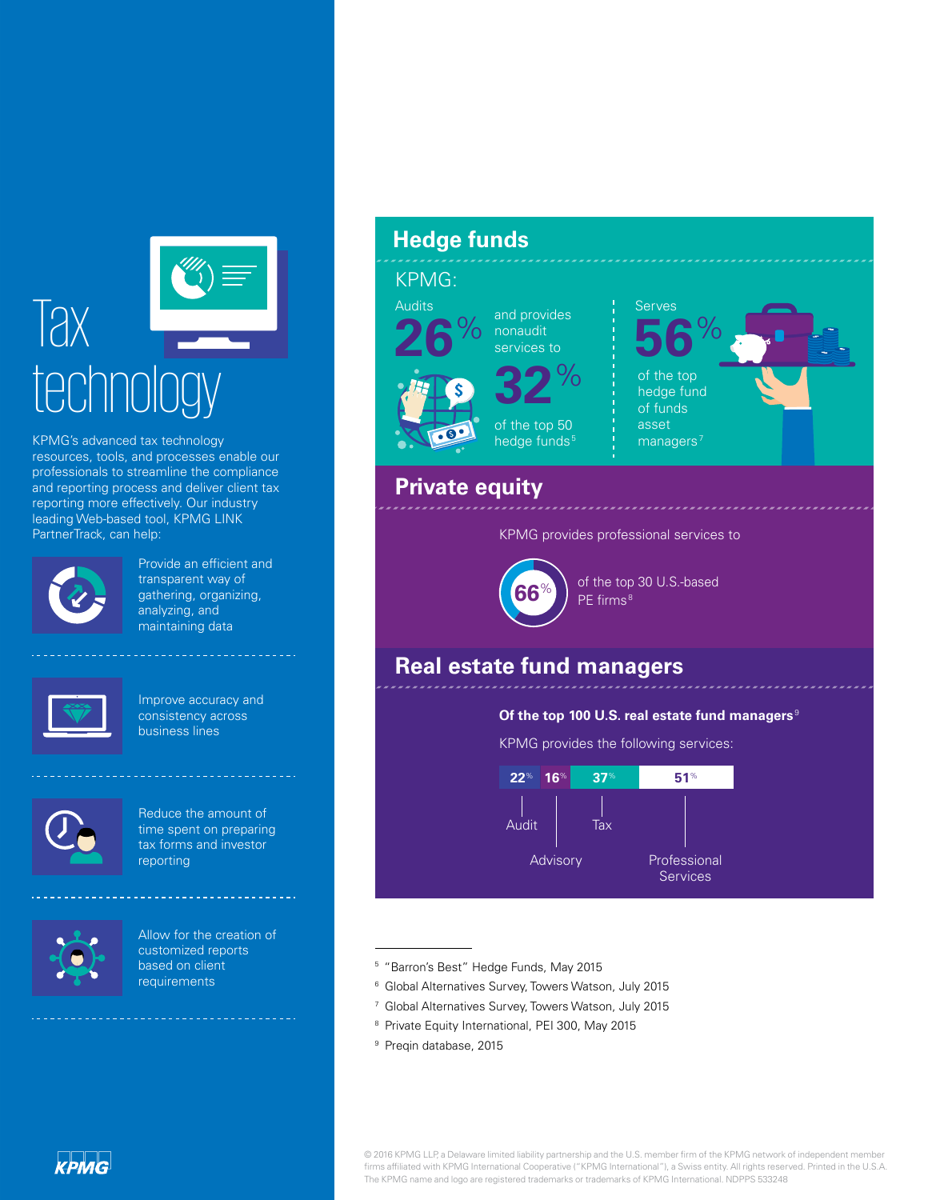# Tax technology

KPMG's advanced tax technology resources, tools, and processes enable our professionals to streamline the compliance and reporting process and deliver client tax reporting more effectively. Our industry leading Web-based tool, KPMG LINK PartnerTrack, can help:

- Provide an efficient and transparent way of gathering, organizing, analyzing, and maintaining data
- Improve accuracy and consistency across business lines
- Reduce the amount of time spent on preparing tax forms and investor reporting
- Allow for the creation of customized reports based on client requirements

## Hedge funds

KPMG:

Audits **26%** and provides nonaudit services to **32%** of the top 50 hedge funds[5]

Serves **56%** of the top hedge fund of funds asset managers[7]

## Private equity

KPMG provides professional services to **66%** of the top 30 U.S.-based PE firms[8]

## Real estate fund managers

**Of the top 100 U.S. real estate fund managers**[9]

KPMG provides the following services:

22% Audit
16% Advisory
37% Tax
51% Professional Services

---

[5] "Barron's Best" Hedge Funds, May 2015

[6] Global Alternatives Survey, Towers Watson, July 2015

[7] Global Alternatives Survey, Towers Watson, July 2015

[8] Private Equity International, PEI 300, May 2015

[9] Preqin database, 2015

© 2016 KPMG LLP, a Delaware limited liability partnership and the U.S. member firm of the KPMG network of independent member firms affiliated with KPMG International Cooperative ("KPMG International"), a Swiss entity. All rights reserved. Printed in the U.S.A. The KPMG name and logo are registered trademarks or trademarks of KPMG International. NDPPS 533248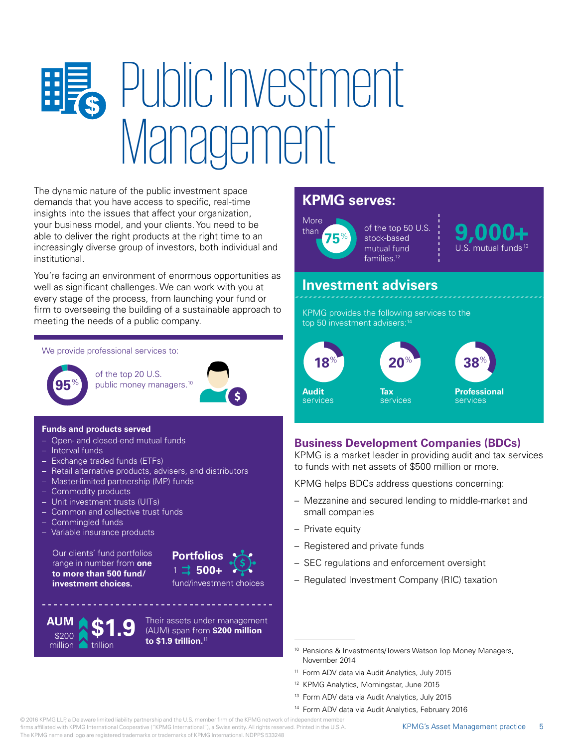# Public Investment Management

The dynamic nature of the public investment space demands that you have access to specific, real-time insights into the issues that affect your organization, your business model, and your clients. You need to be able to deliver the right products at the right time to an increasingly diverse group of investors, both individual and institutional.

You're facing an environment of enormous opportunities as well as significant challenges. We can work with you at every stage of the process, from launching your fund or firm to overseeing the building of a sustainable approach to meeting the needs of a public company.

We provide professional services to:

95% of the top 20 U.S. public money managers.[10]

**Funds and products served**

- Open- and closed-end mutual funds
- Interval funds
- Exchange traded funds (ETFs)
- Retail alternative products, advisers, and distributors
- Master-limited partnership (MP) funds
- Commodity products
- Unit investment trusts (UITs)
- Common and collective trust funds
- Commingled funds
- Variable insurance products

Our clients' fund portfolios range in number from **one to more than 500 fund/investment choices.**

**Portfolios**
1 → **500+**
fund/investment choices

AUM $200 million → **$1.9** trillion

Their assets under management (AUM) span from **$200 million to $1.9 trillion.**[11]

## KPMG serves:

More than 75% of the top 50 U.S. stock-based mutual fund families.[12]

**9,000+** U.S. mutual funds[13]

## Investment advisers

KPMG provides the following services to the top 50 investment advisers:[14]

18% **Audit** services

20% **Tax** services

38% **Professional** services

## Business Development Companies (BDCs)

KPMG is a market leader in providing audit and tax services to funds with net assets of $500 million or more.

KPMG helps BDCs address questions concerning:

- Mezzanine and secured lending to middle-market and small companies
- Private equity
- Registered and private funds
- SEC regulations and enforcement oversight
- Regulated Investment Company (RIC) taxation

---

[10] Pensions & Investments/Towers Watson Top Money Managers, November 2014

[11] Form ADV data via Audit Analytics, July 2015

[12] KPMG Analytics, Morningstar, June 2015

[13] Form ADV data via Audit Analytics, July 2015

[14] Form ADV data via Audit Analytics, February 2016

© 2016 KPMG LLP, a Delaware limited liability partnership and the U.S. member firm of the KPMG network of independent member firms affiliated with KPMG International Cooperative ("KPMG International"), a Swiss entity. All rights reserved. Printed in the U.S.A. The KPMG name and logo are registered trademarks or trademarks of KPMG International. NDPPS 533248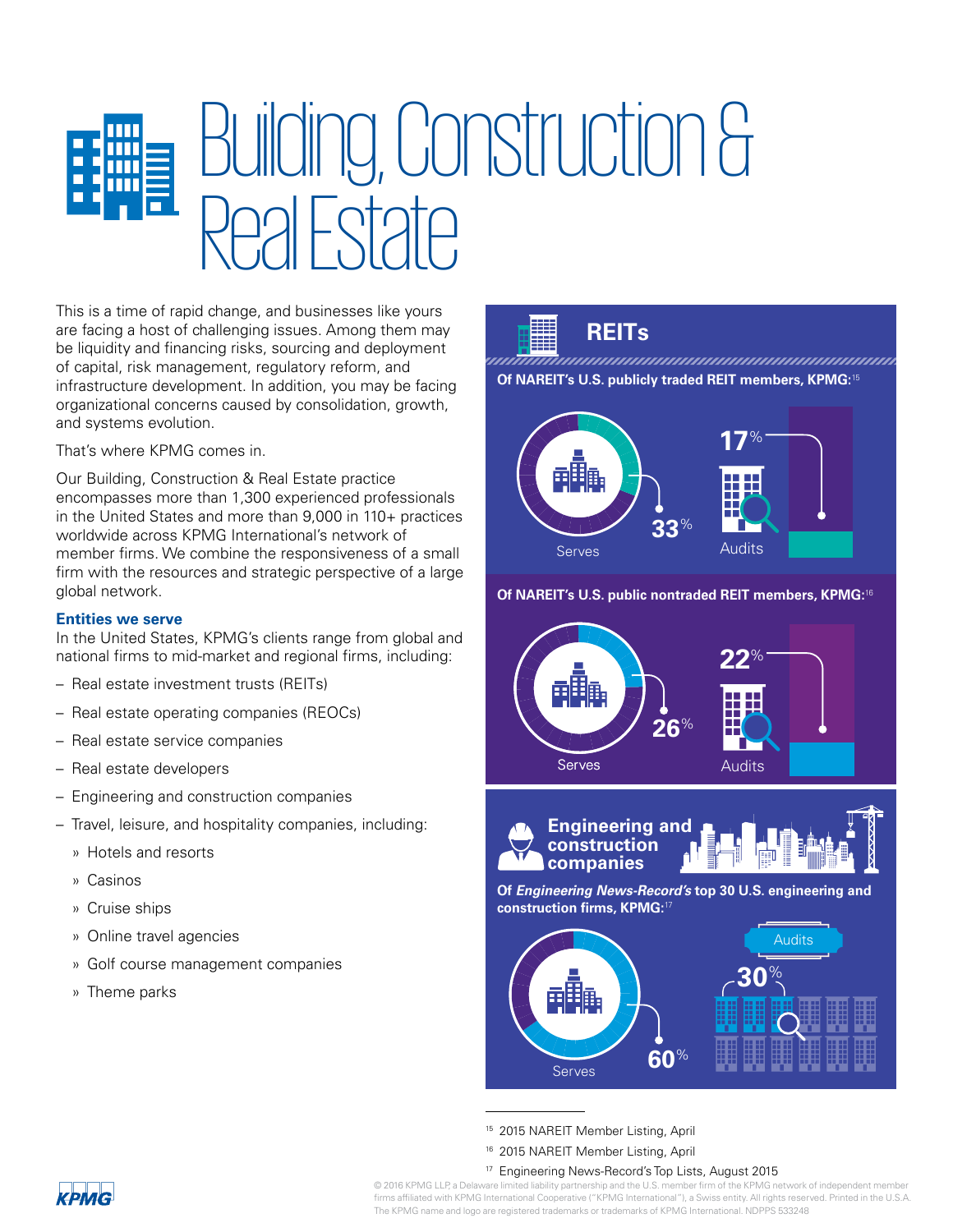# Building, Construction & Real Estate

This is a time of rapid change, and businesses like yours are facing a host of challenging issues. Among them may be liquidity and financing risks, sourcing and deployment of capital, risk management, regulatory reform, and infrastructure development. In addition, you may be facing organizational concerns caused by consolidation, growth, and systems evolution.

That's where KPMG comes in.

Our Building, Construction & Real Estate practice encompasses more than 1,300 experienced professionals in the United States and more than 9,000 in 110+ practices worldwide across KPMG International's network of member firms. We combine the responsiveness of a small firm with the resources and strategic perspective of a large global network.

### Entities we serve

In the United States, KPMG's clients range from global and national firms to mid-market and regional firms, including:

- Real estate investment trusts (REITs)
- Real estate operating companies (REOCs)
- Real estate service companies
- Real estate developers
- Engineering and construction companies
- Travel, leisure, and hospitality companies, including:
  - Hotels and resorts
  - Casinos
  - Cruise ships
  - Online travel agencies
  - Golf course management companies
  - Theme parks

## REITs

**Of NAREIT's U.S. publicly traded REIT members, KPMG:**[15]

33%

Serves

17%

Audits

**Of NAREIT's U.S. public nontraded REIT members, KPMG:**[16]

26%

Serves

22%

Audits

## Engineering and construction companies

**Of *Engineering News-Record's* top 30 U.S. engineering and construction firms, KPMG:**[17]

60%

Serves

Audits

30%

---

[15] 2015 NAREIT Member Listing, April

[16] 2015 NAREIT Member Listing, April

[17] Engineering News-Record's Top Lists, August 2015

© 2016 KPMG LLP, a Delaware limited liability partnership and the U.S. member firm of the KPMG network of independent member firms affiliated with KPMG International Cooperative ("KPMG International"), a Swiss entity. All rights reserved. Printed in the U.S.A. The KPMG name and logo are registered trademarks or trademarks of KPMG International. NDPPS 533248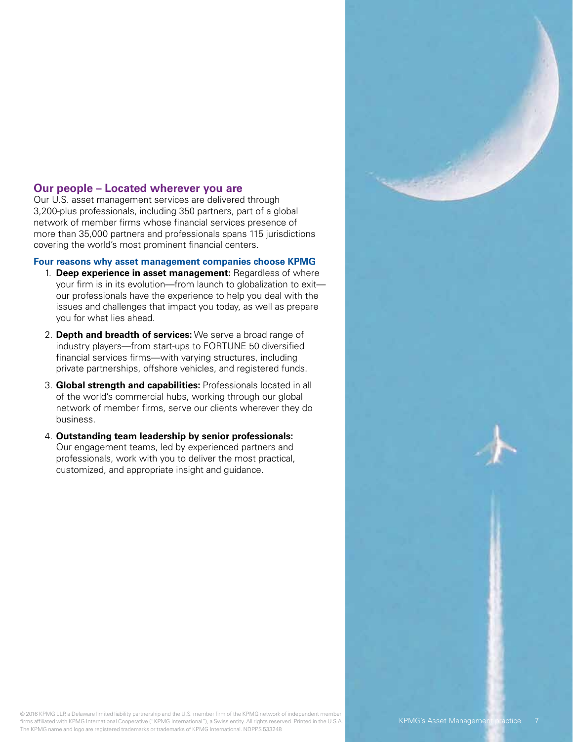## Our people – Located wherever you are

Our U.S. asset management services are delivered through 3,200-plus professionals, including 350 partners, part of a global network of member firms whose financial services presence of more than 35,000 partners and professionals spans 115 jurisdictions covering the world's most prominent financial centers.

### Four reasons why asset management companies choose KPMG

1. **Deep experience in asset management:** Regardless of where your firm is in its evolution—from launch to globalization to exit—our professionals have the experience to help you deal with the issues and challenges that impact you today, as well as prepare you for what lies ahead.
2. **Depth and breadth of services:** We serve a broad range of industry players—from start-ups to FORTUNE 50 diversified financial services firms—with varying structures, including private partnerships, offshore vehicles, and registered funds.
3. **Global strength and capabilities:** Professionals located in all of the world's commercial hubs, working through our global network of member firms, serve our clients wherever they do business.
4. **Outstanding team leadership by senior professionals:** Our engagement teams, led by experienced partners and professionals, work with you to deliver the most practical, customized, and appropriate insight and guidance.

© 2016 KPMG LLP, a Delaware limited liability partnership and the U.S. member firm of the KPMG network of independent member firms affiliated with KPMG International Cooperative ("KPMG International"), a Swiss entity. All rights reserved. Printed in the U.S.A. The KPMG name and logo are registered trademarks or trademarks of KPMG International. NDPPS 533248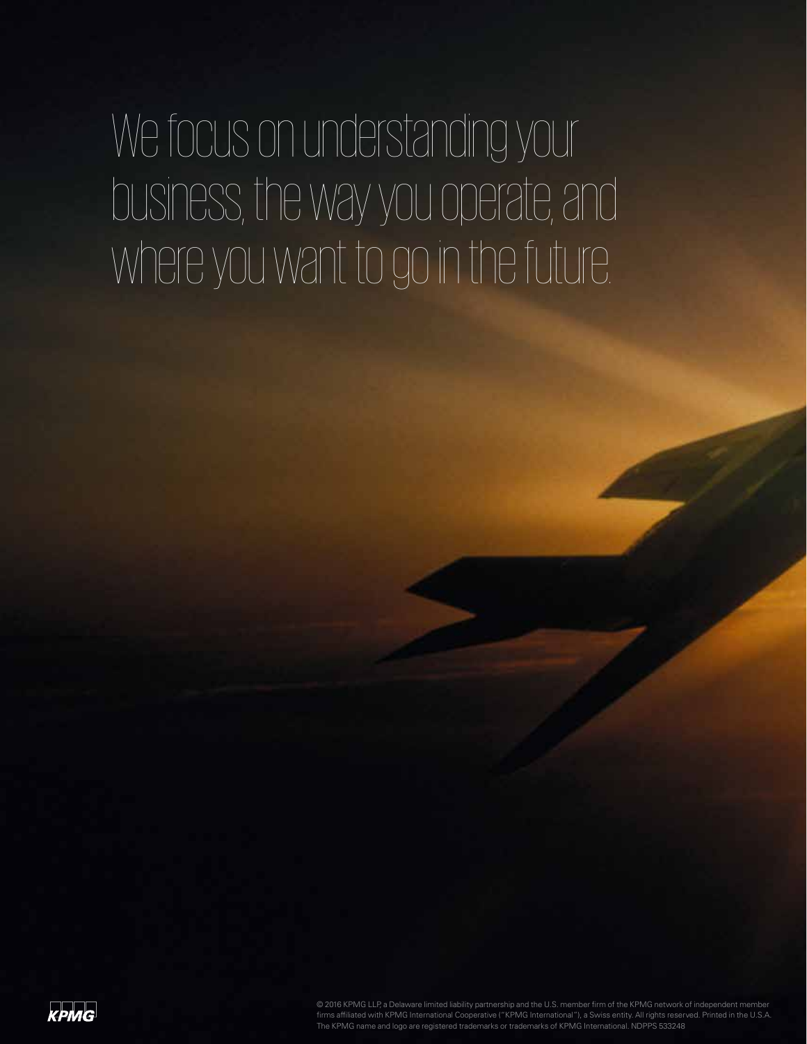# We focus on understanding your business, the way you operate, and where you want to go in the future.

KPMG

© 2016 KPMG LLP, a Delaware limited liability partnership and the U.S. member firm of the KPMG network of independent member firms affiliated with KPMG International Cooperative ("KPMG International"), a Swiss entity. All rights reserved. Printed in the U.S.A. The KPMG name and logo are registered trademarks or trademarks of KPMG International. NDPPS 533248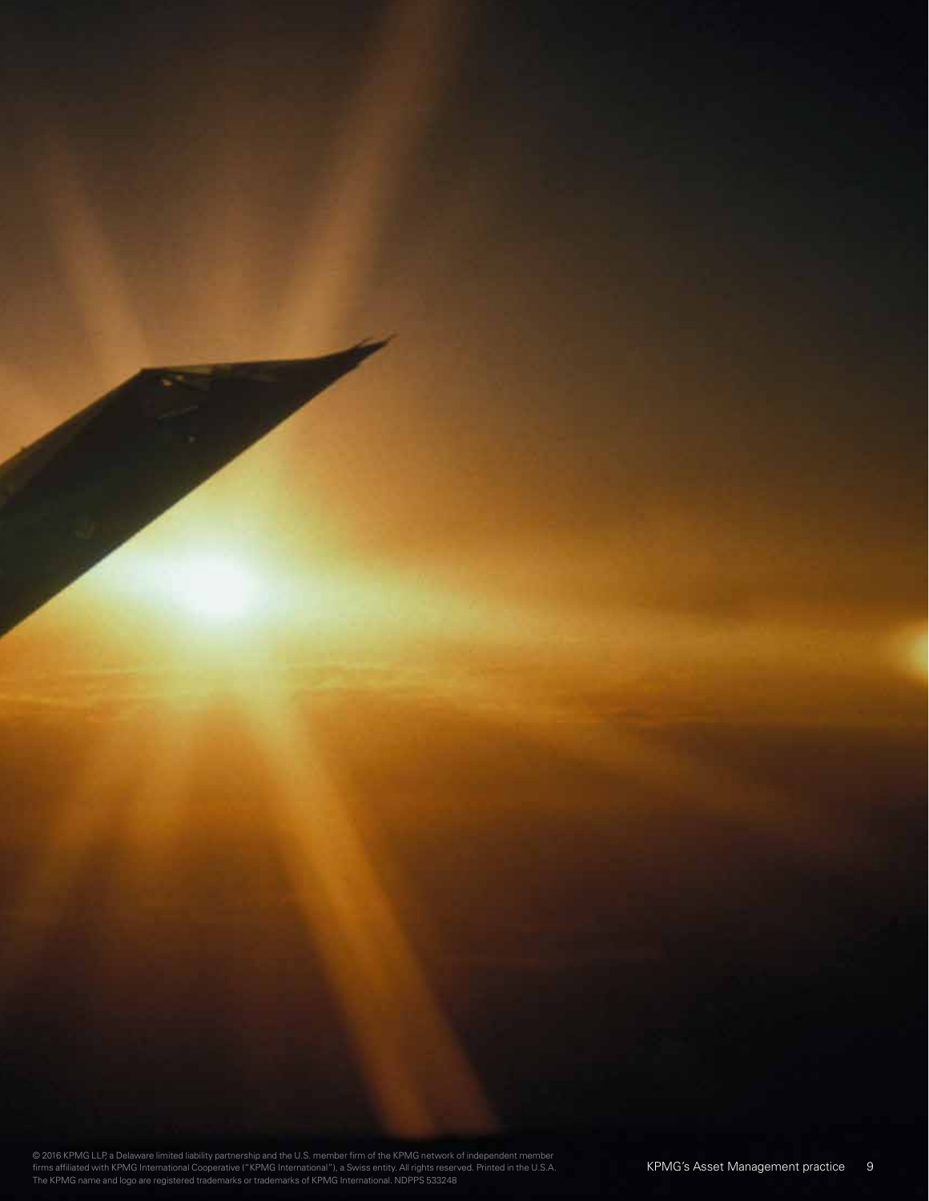© 2016 KPMG LLP, a Delaware limited liability partnership and the U.S. member firm of the KPMG network of independent member firms affiliated with KPMG International Cooperative ("KPMG International"), a Swiss entity. All rights reserved. Printed in the U.S.A. The KPMG name and logo are registered trademarks or trademarks of KPMG International. NDPPS 533248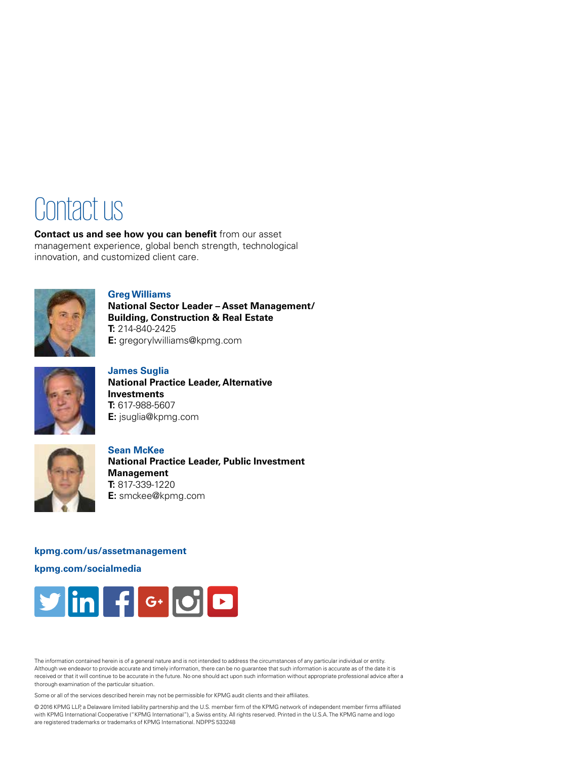# Contact us

**Contact us and see how you can benefit** from our asset management experience, global bench strength, technological innovation, and customized client care.

**Greg Williams**
**National Sector Leader – Asset Management/ Building, Construction & Real Estate**
**T:** 214-840-2425
**E:** gregorylwilliams@kpmg.com

**James Suglia**
**National Practice Leader, Alternative Investments**
**T:** 617-988-5607
**E:** jsuglia@kpmg.com

**Sean McKee**
**National Practice Leader, Public Investment Management**
**T:** 817-339-1220
**E:** smckee@kpmg.com

**kpmg.com/us/assetmanagement**

**kpmg.com/socialmedia**

The information contained herein is of a general nature and is not intended to address the circumstances of any particular individual or entity. Although we endeavor to provide accurate and timely information, there can be no guarantee that such information is accurate as of the date it is received or that it will continue to be accurate in the future. No one should act upon such information without appropriate professional advice after a thorough examination of the particular situation.

Some or all of the services described herein may not be permissible for KPMG audit clients and their affiliates.

© 2016 KPMG LLP, a Delaware limited liability partnership and the U.S. member firm of the KPMG network of independent member firms affiliated with KPMG International Cooperative ("KPMG International"), a Swiss entity. All rights reserved. Printed in the U.S.A. The KPMG name and logo are registered trademarks or trademarks of KPMG International. NDPPS 533248